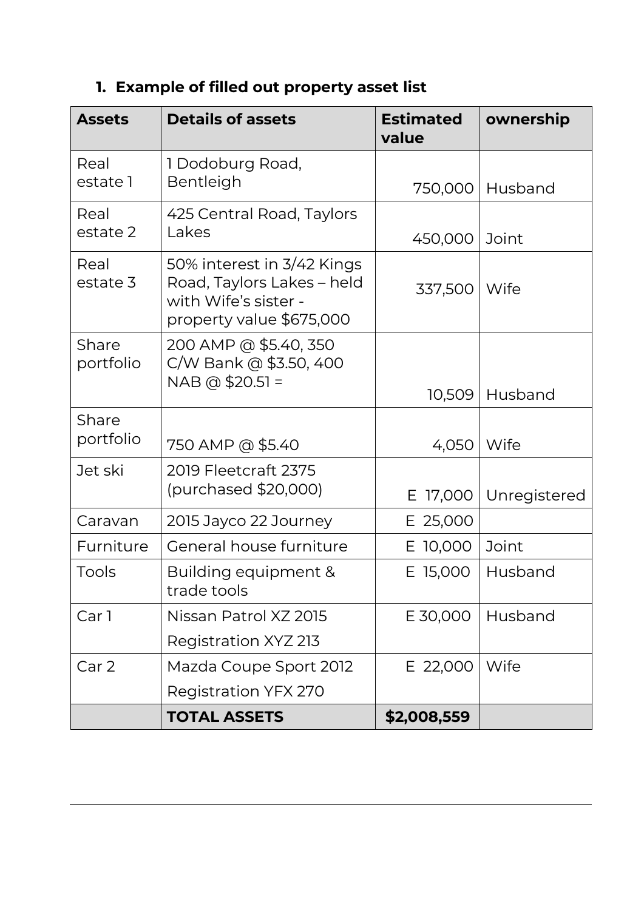1. **Example of filled out property asset list**

| Assets | Details of assets | Estimated value | ownership |
|---|---|---|---|
| Real estate 1 | 1 Dodoburg Road, Bentleigh | 750,000 | Husband |
| Real estate 2 | 425 Central Road, Taylors Lakes | 450,000 | Joint |
| Real estate 3 | 50% interest in 3/42 Kings Road, Taylors Lakes – held with Wife's sister - property value $675,000 | 337,500 | Wife |
| Share portfolio | 200 AMP @ $5.40, 350 C/W Bank @ $3.50, 400 NAB @ $20.51 = | 10,509 | Husband |
| Share portfolio | 750 AMP @ $5.40 | 4,050 | Wife |
| Jet ski | 2019 Fleetcraft 2375 (purchased $20,000) | E 17,000 | Unregistered |
| Caravan | 2015 Jayco 22 Journey | E 25,000 | |
| Furniture | General house furniture | E 10,000 | Joint |
| Tools | Building equipment & trade tools | E 15,000 | Husband |
| Car 1 | Nissan Patrol XZ 2015<br>Registration XYZ 213 | E 30,000 | Husband |
| Car 2 | Mazda Coupe Sport 2012<br>Registration YFX 270 | E 22,000 | Wife |
| | **TOTAL ASSETS** | **$2,008,559** | |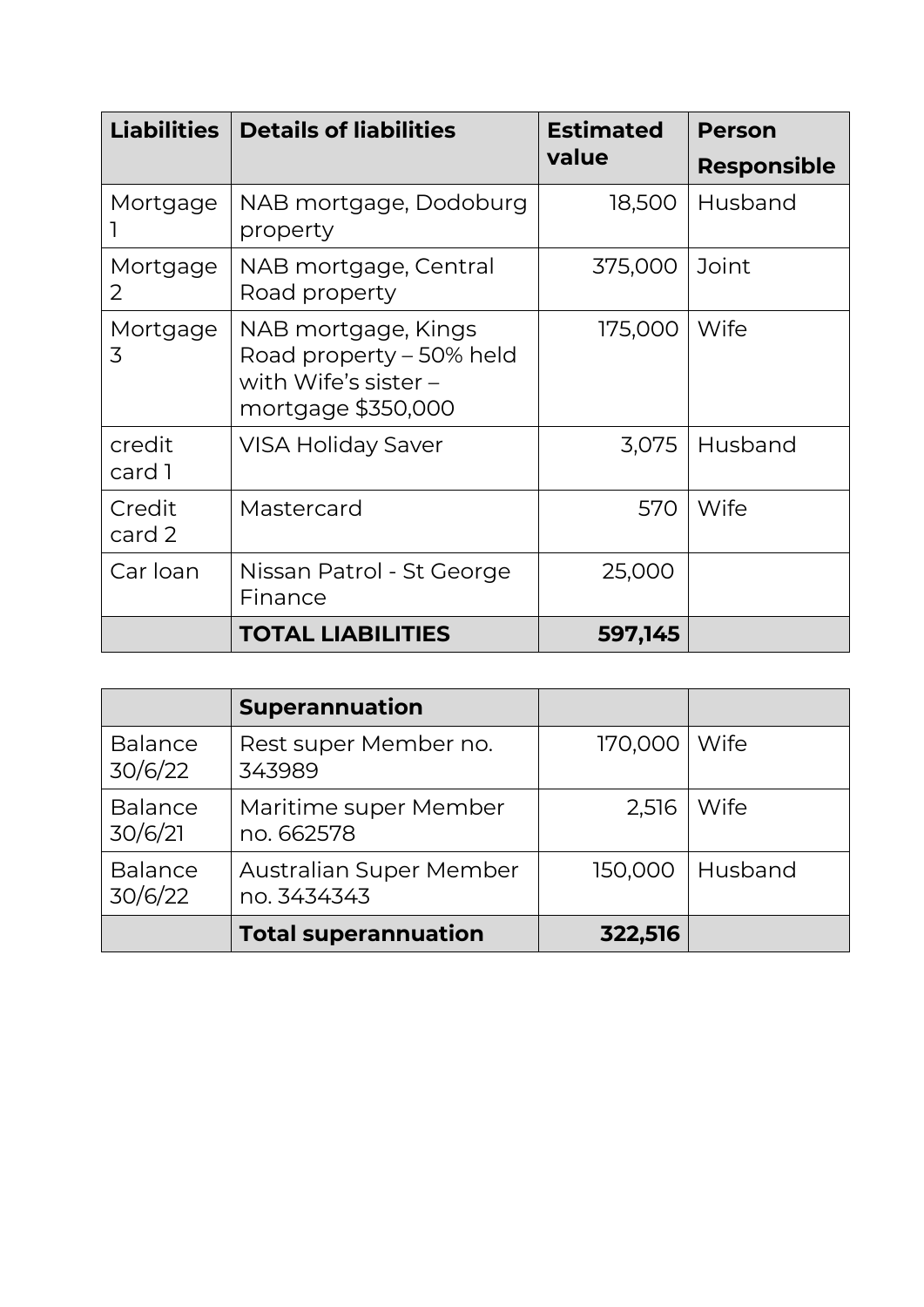| Liabilities | Details of liabilities | Estimated value | Person Responsible |
|---|---|---|---|
| Mortgage 1 | NAB mortgage, Dodoburg property | 18,500 | Husband |
| Mortgage 2 | NAB mortgage, Central Road property | 375,000 | Joint |
| Mortgage 3 | NAB mortgage, Kings Road property – 50% held with Wife's sister – mortgage $350,000 | 175,000 | Wife |
| credit card 1 | VISA Holiday Saver | 3,075 | Husband |
| Credit card 2 | Mastercard | 570 | Wife |
| Car loan | Nissan Patrol - St George Finance | 25,000 | |
| | **TOTAL LIABILITIES** | **597,145** | |

| | **Superannuation** | | |
|---|---|---|---|
| Balance 30/6/22 | Rest super Member no. 343989 | 170,000 | Wife |
| Balance 30/6/21 | Maritime super Member no. 662578 | 2,516 | Wife |
| Balance 30/6/22 | Australian Super Member no. 3434343 | 150,000 | Husband |
| | **Total superannuation** | **322,516** | |